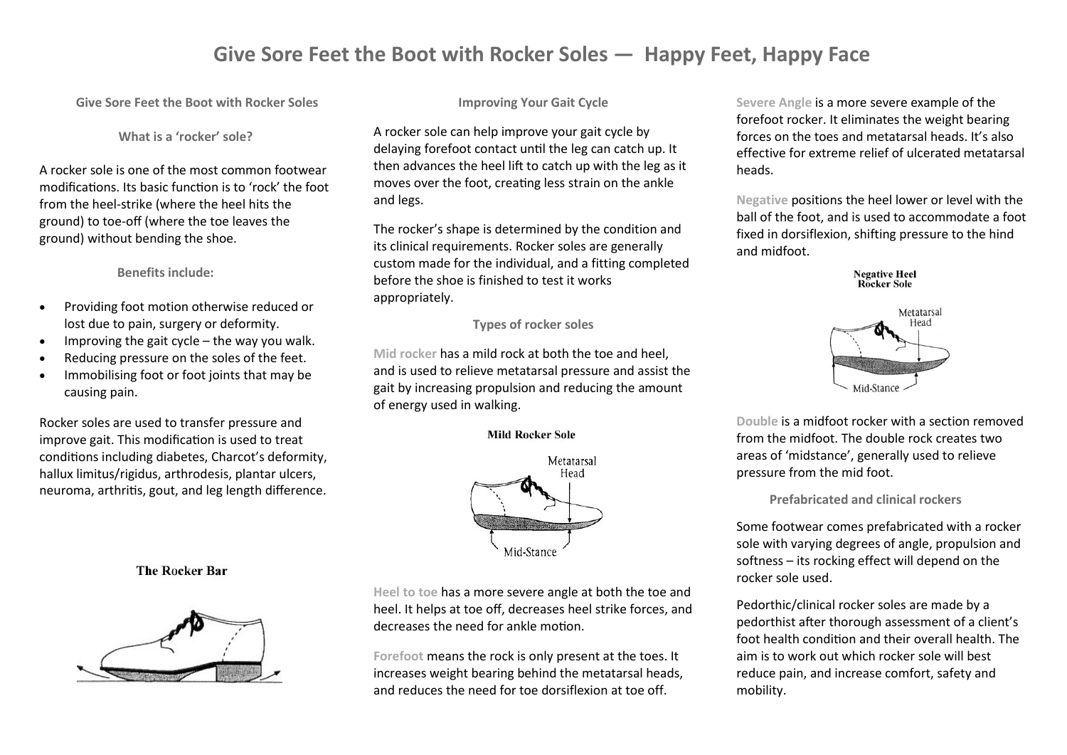# Give Sore Feet the Boot with Rocker Soles — Happy Feet, Happy Face

## Give Sore Feet the Boot with Rocker Soles

### What is a 'rocker' sole?

A rocker sole is one of the most common footwear modifications. Its basic function is to 'rock' the foot from the heel-strike (where the heel hits the ground) to toe-off (where the toe leaves the ground) without bending the shoe.

### Benefits include:

- Providing foot motion otherwise reduced or lost due to pain, surgery or deformity.
- Improving the gait cycle – the way you walk.
- Reducing pressure on the soles of the feet.
- Immobilising foot or foot joints that may be causing pain.

Rocker soles are used to transfer pressure and improve gait. This modification is used to treat conditions including diabetes, Charcot's deformity, hallux limitus/rigidus, arthrodesis, plantar ulcers, neuroma, arthritis, gout, and leg length difference.

The Rocker Bar

### Improving Your Gait Cycle

A rocker sole can help improve your gait cycle by delaying forefoot contact until the leg can catch up. It then advances the heel lift to catch up with the leg as it moves over the foot, creating less strain on the ankle and legs.

The rocker's shape is determined by the condition and its clinical requirements. Rocker soles are generally custom made for the individual, and a fitting completed before the shoe is finished to test it works appropriately.

### Types of rocker soles

**Mid rocker** has a mild rock at both the toe and heel, and is used to relieve metatarsal pressure and assist the gait by increasing propulsion and reducing the amount of energy used in walking.

Mild Rocker Sole

**Heel to toe** has a more severe angle at both the toe and heel. It helps at toe off, decreases heel strike forces, and decreases the need for ankle motion.

**Forefoot** means the rock is only present at the toes. It increases weight bearing behind the metatarsal heads, and reduces the need for toe dorsiflexion at toe off.

**Severe Angle** is a more severe example of the forefoot rocker. It eliminates the weight bearing forces on the toes and metatarsal heads. It's also effective for extreme relief of ulcerated metatarsal heads.

**Negative** positions the heel lower or level with the ball of the foot, and is used to accommodate a foot fixed in dorsiflexion, shifting pressure to the hind and midfoot.

Negative Heel Rocker Sole

**Double** is a midfoot rocker with a section removed from the midfoot. The double rock creates two areas of 'midstance', generally used to relieve pressure from the mid foot.

### Prefabricated and clinical rockers

Some footwear comes prefabricated with a rocker sole with varying degrees of angle, propulsion and softness – its rocking effect will depend on the rocker sole used.

Pedorthic/clinical rocker soles are made by a pedorthist after thorough assessment of a client's foot health condition and their overall health. The aim is to work out which rocker sole will best reduce pain, and increase comfort, safety and mobility.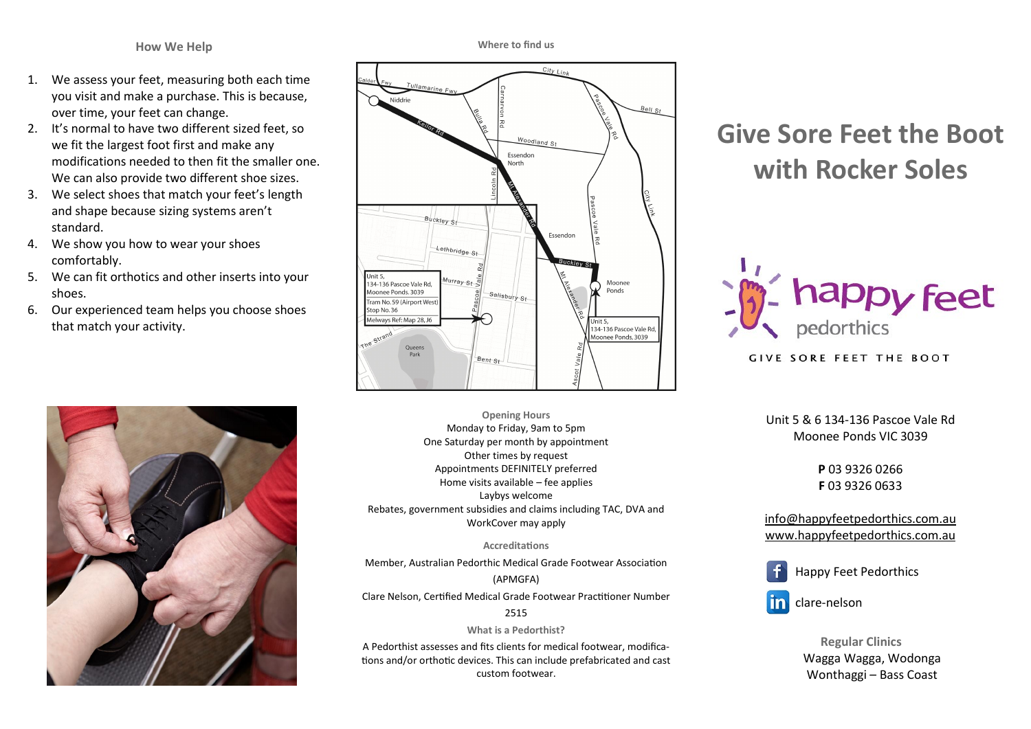## How We Help

1. We assess your feet, measuring both each time you visit and make a purchase. This is because, over time, your feet can change.
2. It's normal to have two different sized feet, so we fit the largest foot first and make any modifications needed to then fit the smaller one. We can also provide two different shoe sizes.
3. We select shoes that match your feet's length and shape because sizing systems aren't standard.
4. We show you how to wear your shoes comfortably.
5. We can fit orthotics and other inserts into your shoes.
6. Our experienced team helps you choose shoes that match your activity.

## Where to find us

Unit 5,
134-136 Pascoe Vale Rd,
Moonee Ponds. 3039
Tram No. 59 (Airport West)
Stop No. 36
Melways Ref: Map 28, J6

### Opening Hours

Monday to Friday, 9am to 5pm
One Saturday per month by appointment
Other times by request
Appointments DEFINITELY preferred
Home visits available – fee applies
Laybys welcome
Rebates, government subsidies and claims including TAC, DVA and WorkCover may apply

### Accreditations

Member, Australian Pedorthic Medical Grade Footwear Association (APMGFA)

Clare Nelson, Certified Medical Grade Footwear Practitioner Number 2515

### What is a Pedorthist?

A Pedorthist assesses and fits clients for medical footwear, modifications and/or orthotic devices. This can include prefabricated and cast custom footwear.

# Give Sore Feet the Boot with Rocker Soles

happy feet pedorthics

GIVE SORE FEET THE BOOT

Unit 5 & 6 134-136 Pascoe Vale Rd
Moonee Ponds VIC 3039

**P** 03 9326 0266
**F** 03 9326 0633

info@happyfeetpedorthics.com.au
www.happyfeetpedorthics.com.au

Happy Feet Pedorthics

clare-nelson

### Regular Clinics

Wagga Wagga, Wodonga
Wonthaggi – Bass Coast